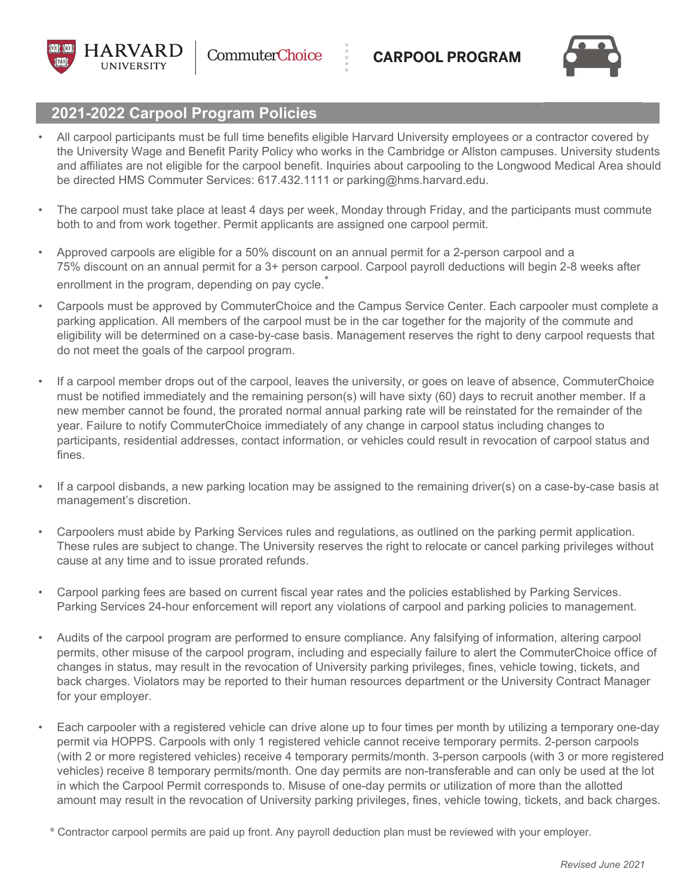HARVARD UNIVERSITY | CommuterChoice | CARPOOL PROGRAM

## 2021-2022 Carpool Program Policies

- All carpool participants must be full time benefits eligible Harvard University employees or a contractor covered by the University Wage and Benefit Parity Policy who works in the Cambridge or Allston campuses. University students and affiliates are not eligible for the carpool benefit. Inquiries about carpooling to the Longwood Medical Area should be directed HMS Commuter Services: 617.432.1111 or parking@hms.harvard.edu.

- The carpool must take place at least 4 days per week, Monday through Friday, and the participants must commute both to and from work together. Permit applicants are assigned one carpool permit.

- Approved carpools are eligible for a 50% discount on an annual permit for a 2-person carpool and a 75% discount on an annual permit for a 3+ person carpool. Carpool payroll deductions will begin 2-8 weeks after enrollment in the program, depending on pay cycle.*

- Carpools must be approved by CommuterChoice and the Campus Service Center. Each carpooler must complete a parking application. All members of the carpool must be in the car together for the majority of the commute and eligibility will be determined on a case-by-case basis. Management reserves the right to deny carpool requests that do not meet the goals of the carpool program.

- If a carpool member drops out of the carpool, leaves the university, or goes on leave of absence, CommuterChoice must be notified immediately and the remaining person(s) will have sixty (60) days to recruit another member. If a new member cannot be found, the prorated normal annual parking rate will be reinstated for the remainder of the year. Failure to notify CommuterChoice immediately of any change in carpool status including changes to participants, residential addresses, contact information, or vehicles could result in revocation of carpool status and fines.

- If a carpool disbands, a new parking location may be assigned to the remaining driver(s) on a case-by-case basis at management's discretion.

- Carpoolers must abide by Parking Services rules and regulations, as outlined on the parking permit application. These rules are subject to change. The University reserves the right to relocate or cancel parking privileges without cause at any time and to issue prorated refunds.

- Carpool parking fees are based on current fiscal year rates and the policies established by Parking Services. Parking Services 24-hour enforcement will report any violations of carpool and parking policies to management.

- Audits of the carpool program are performed to ensure compliance. Any falsifying of information, altering carpool permits, other misuse of the carpool program, including and especially failure to alert the CommuterChoice office of changes in status, may result in the revocation of University parking privileges, fines, vehicle towing, tickets, and back charges. Violators may be reported to their human resources department or the University Contract Manager for your employer.

- Each carpooler with a registered vehicle can drive alone up to four times per month by utilizing a temporary one-day permit via HOPPS. Carpools with only 1 registered vehicle cannot receive temporary permits. 2-person carpools (with 2 or more registered vehicles) receive 4 temporary permits/month. 3-person carpools (with 3 or more registered vehicles) receive 8 temporary permits/month. One day permits are non-transferable and can only be used at the lot in which the Carpool Permit corresponds to. Misuse of one-day permits or utilization of more than the allotted amount may result in the revocation of University parking privileges, fines, vehicle towing, tickets, and back charges.

\* Contractor carpool permits are paid up front. Any payroll deduction plan must be reviewed with your employer.

*Revised June 2021*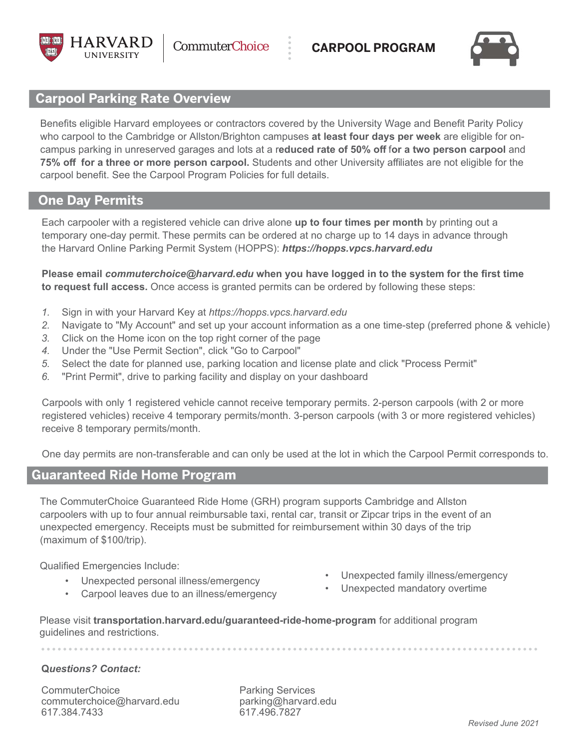HARVARD UNIVERSITY | CommuterChoice

# CARPOOL PROGRAM

## Carpool Parking Rate Overview

Benefits eligible Harvard employees or contractors covered by the University Wage and Benefit Parity Policy who carpool to the Cambridge or Allston/Brighton campuses **at least four days per week** are eligible for on-campus parking in unreserved garages and lots at a r**educed rate of 50% off** for **a two person carpool** and **75% off for a three or more person carpool.** Students and other University affiliates are not eligible for the carpool benefit. See the Carpool Program Policies for full details.

## One Day Permits

Each carpooler with a registered vehicle can drive alone **up to four times per month** by printing out a temporary one-day permit. These permits can be ordered at no charge up to 14 days in advance through the Harvard Online Parking Permit System (HOPPS): ***https://hopps.vpcs.harvard.edu***

**Please email *commuterchoice@harvard.edu* when you have logged in to the system for the first time to request full access.** Once access is granted permits can be ordered by following these steps:

1. Sign in with your Harvard Key at *https://hopps.vpcs.harvard.edu*
2. Navigate to "My Account" and set up your account information as a one time-step (preferred phone & vehicle)
3. Click on the Home icon on the top right corner of the page
4. Under the "Use Permit Section", click "Go to Carpool"
5. Select the date for planned use, parking location and license plate and click "Process Permit"
6. "Print Permit", drive to parking facility and display on your dashboard

Carpools with only 1 registered vehicle cannot receive temporary permits. 2-person carpools (with 2 or more registered vehicles) receive 4 temporary permits/month. 3-person carpools (with 3 or more registered vehicles) receive 8 temporary permits/month.

One day permits are non-transferable and can only be used at the lot in which the Carpool Permit corresponds to.

## Guaranteed Ride Home Program

The CommuterChoice Guaranteed Ride Home (GRH) program supports Cambridge and Allston carpoolers with up to four annual reimbursable taxi, rental car, transit or Zipcar trips in the event of an unexpected emergency. Receipts must be submitted for reimbursement within 30 days of the trip (maximum of $100/trip).

Qualified Emergencies Include:

- Unexpected personal illness/emergency
- Carpool leaves due to an illness/emergency
- Unexpected family illness/emergency
- Unexpected mandatory overtime

Please visit **transportation.harvard.edu/guaranteed-ride-home-program** for additional program guidelines and restrictions.

***Questions? Contact:***

CommuterChoice
commuterchoice@harvard.edu
617.384.7433

Parking Services
parking@harvard.edu
617.496.7827

*Revised June 2021*